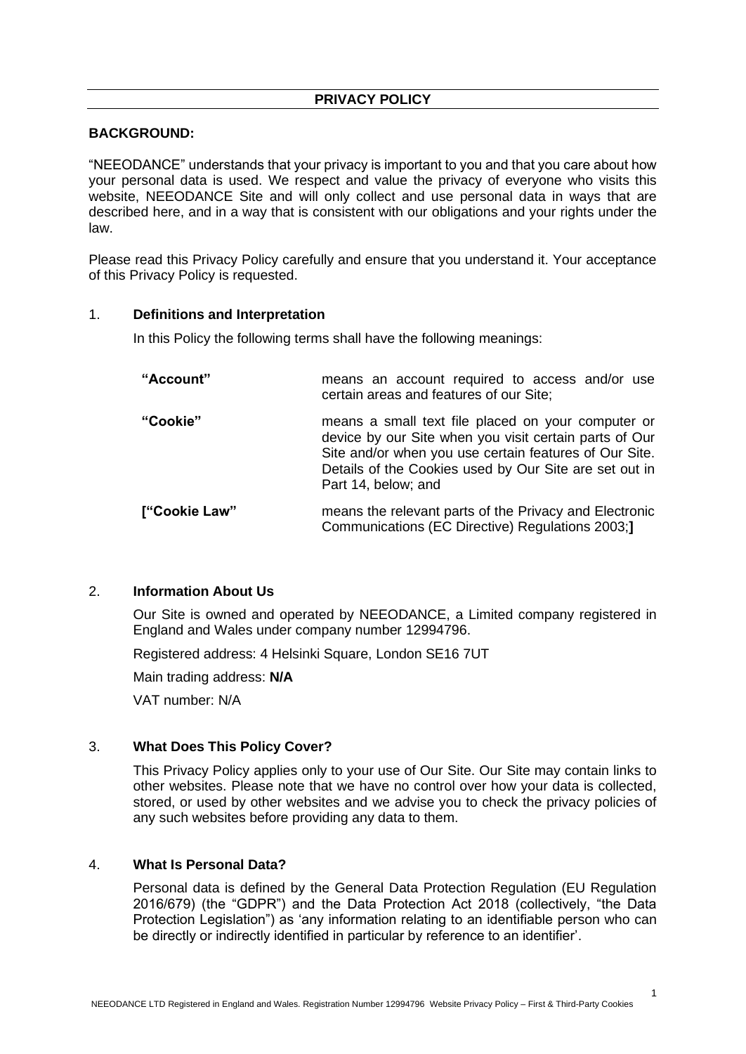# PRIVACY POLICY

**BACKGROUND:**

"NEEODANCE" understands that your privacy is important to you and that you care about how your personal data is used. We respect and value the privacy of everyone who visits this website, NEEODANCE Site and will only collect and use personal data in ways that are described here, and in a way that is consistent with our obligations and your rights under the law.

Please read this Privacy Policy carefully and ensure that you understand it. Your acceptance of this Privacy Policy is requested.

## 1. Definitions and Interpretation

In this Policy the following terms shall have the following meanings:

| | |
|---|---|
| **"Account"** | means an account required to access and/or use certain areas and features of our Site; |
| **"Cookie"** | means a small text file placed on your computer or device by our Site when you visit certain parts of Our Site and/or when you use certain features of Our Site. Details of the Cookies used by Our Site are set out in Part 14, below; and |
| **["Cookie Law"** | means the relevant parts of the Privacy and Electronic Communications (EC Directive) Regulations 2003;**]** |

## 2. Information About Us

Our Site is owned and operated by NEEODANCE, a Limited company registered in England and Wales under company number 12994796.

Registered address: 4 Helsinki Square, London SE16 7UT

Main trading address: **N/A**

VAT number: N/A

## 3. What Does This Policy Cover?

This Privacy Policy applies only to your use of Our Site. Our Site may contain links to other websites. Please note that we have no control over how your data is collected, stored, or used by other websites and we advise you to check the privacy policies of any such websites before providing any data to them.

## 4. What Is Personal Data?

Personal data is defined by the General Data Protection Regulation (EU Regulation 2016/679) (the "GDPR") and the Data Protection Act 2018 (collectively, "the Data Protection Legislation") as 'any information relating to an identifiable person who can be directly or indirectly identified in particular by reference to an identifier'.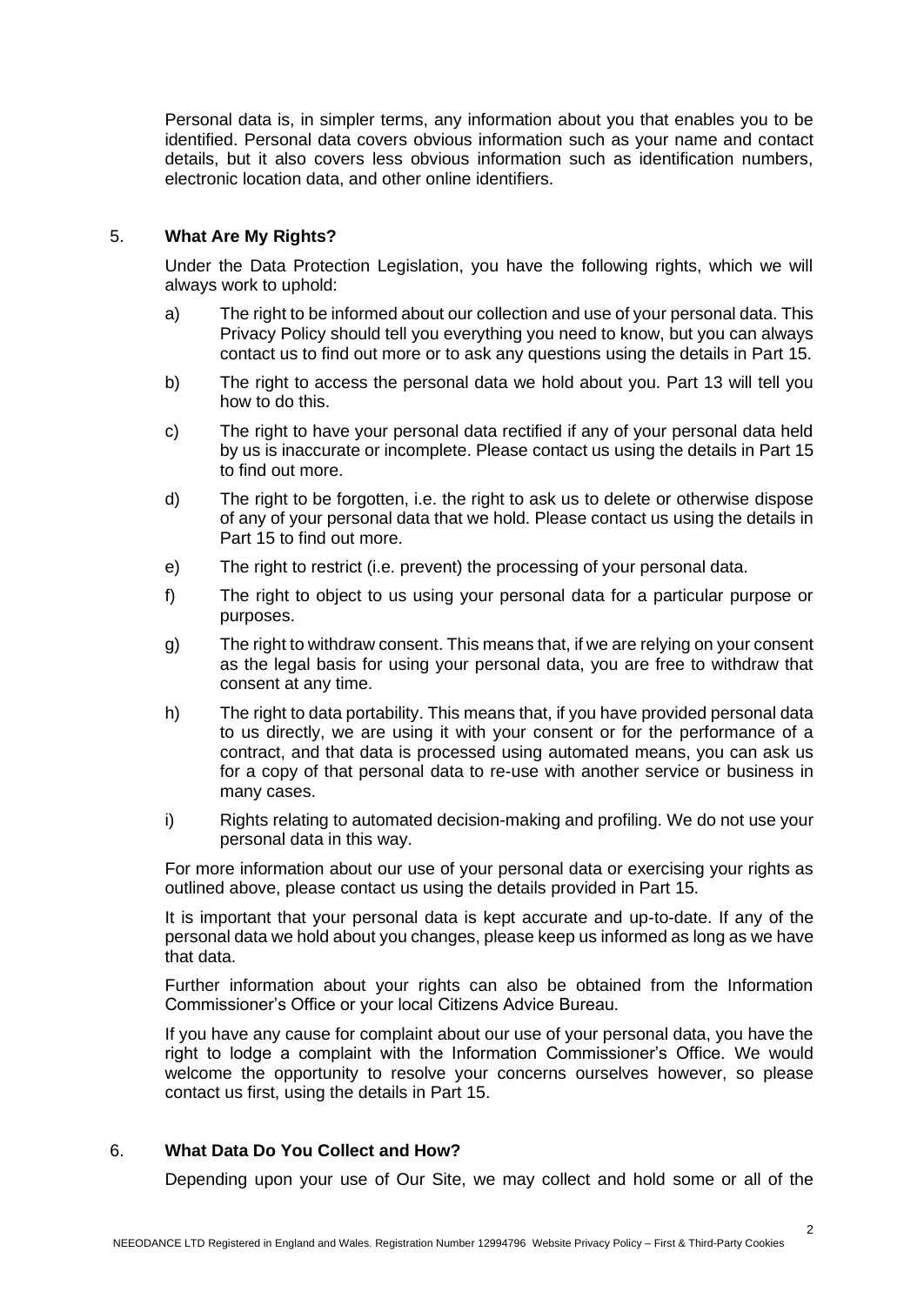Personal data is, in simpler terms, any information about you that enables you to be identified. Personal data covers obvious information such as your name and contact details, but it also covers less obvious information such as identification numbers, electronic location data, and other online identifiers.

## 5. What Are My Rights?

Under the Data Protection Legislation, you have the following rights, which we will always work to uphold:

a) The right to be informed about our collection and use of your personal data. This Privacy Policy should tell you everything you need to know, but you can always contact us to find out more or to ask any questions using the details in Part 15.

b) The right to access the personal data we hold about you. Part 13 will tell you how to do this.

c) The right to have your personal data rectified if any of your personal data held by us is inaccurate or incomplete. Please contact us using the details in Part 15 to find out more.

d) The right to be forgotten, i.e. the right to ask us to delete or otherwise dispose of any of your personal data that we hold. Please contact us using the details in Part 15 to find out more.

e) The right to restrict (i.e. prevent) the processing of your personal data.

f) The right to object to us using your personal data for a particular purpose or purposes.

g) The right to withdraw consent. This means that, if we are relying on your consent as the legal basis for using your personal data, you are free to withdraw that consent at any time.

h) The right to data portability. This means that, if you have provided personal data to us directly, we are using it with your consent or for the performance of a contract, and that data is processed using automated means, you can ask us for a copy of that personal data to re-use with another service or business in many cases.

i) Rights relating to automated decision-making and profiling. We do not use your personal data in this way.

For more information about our use of your personal data or exercising your rights as outlined above, please contact us using the details provided in Part 15.

It is important that your personal data is kept accurate and up-to-date. If any of the personal data we hold about you changes, please keep us informed as long as we have that data.

Further information about your rights can also be obtained from the Information Commissioner's Office or your local Citizens Advice Bureau.

If you have any cause for complaint about our use of your personal data, you have the right to lodge a complaint with the Information Commissioner's Office. We would welcome the opportunity to resolve your concerns ourselves however, so please contact us first, using the details in Part 15.

## 6. What Data Do You Collect and How?

Depending upon your use of Our Site, we may collect and hold some or all of the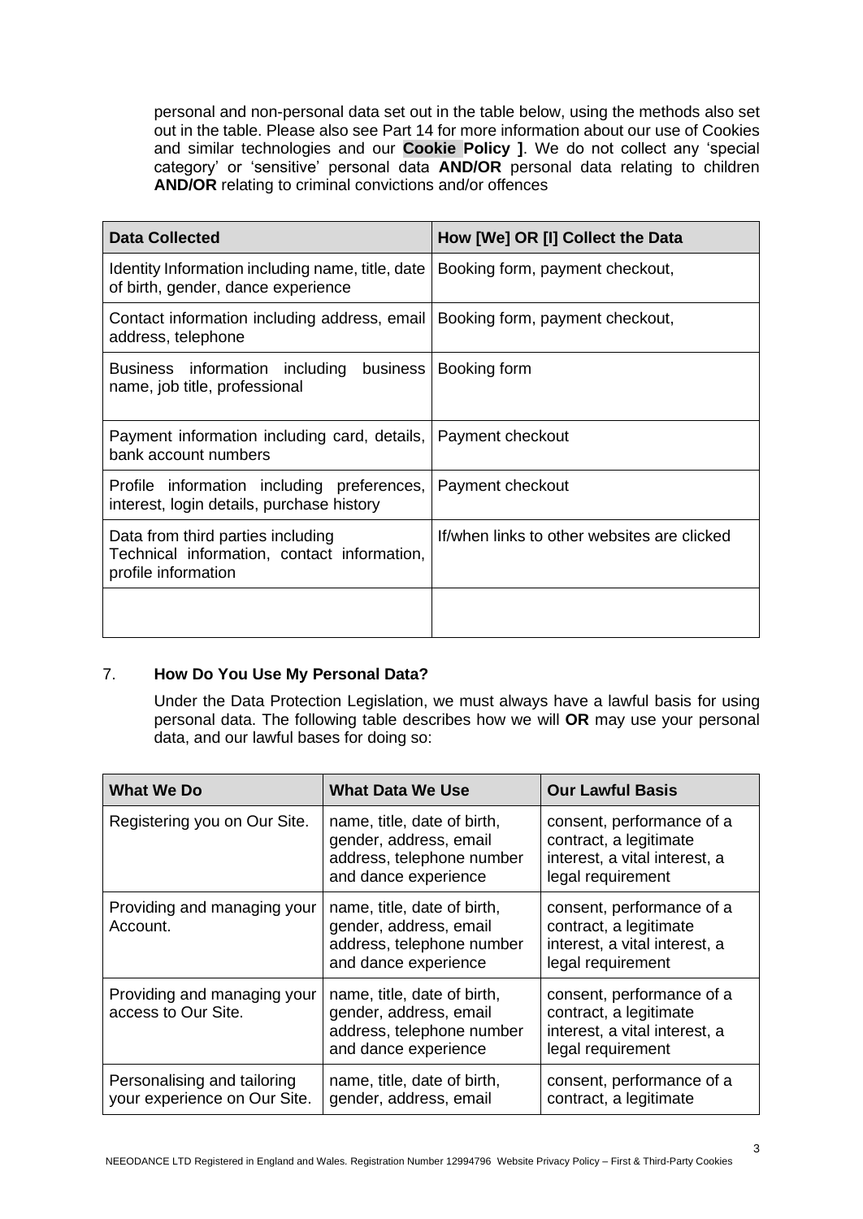personal and non-personal data set out in the table below, using the methods also set out in the table. Please also see Part 14 for more information about our use of Cookies and similar technologies and our **Cookie Policy ]**. We do not collect any 'special category' or 'sensitive' personal data **AND/OR** personal data relating to children **AND/OR** relating to criminal convictions and/or offences

| Data Collected | How [We] OR [I] Collect the Data |
|---|---|
| Identity Information including name, title, date of birth, gender, dance experience | Booking form, payment checkout, |
| Contact information including address, email address, telephone | Booking form, payment checkout, |
| Business information including business name, job title, professional | Booking form |
| Payment information including card, details, bank account numbers | Payment checkout |
| Profile information including preferences, interest, login details, purchase history | Payment checkout |
| Data from third parties including Technical information, contact information, profile information | If/when links to other websites are clicked |
| | |

7. **How Do You Use My Personal Data?**

Under the Data Protection Legislation, we must always have a lawful basis for using personal data. The following table describes how we will **OR** may use your personal data, and our lawful bases for doing so:

| What We Do | What Data We Use | Our Lawful Basis |
|---|---|---|
| Registering you on Our Site. | name, title, date of birth, gender, address, email address, telephone number and dance experience | consent, performance of a contract, a legitimate interest, a vital interest, a legal requirement |
| Providing and managing your Account. | name, title, date of birth, gender, address, email address, telephone number and dance experience | consent, performance of a contract, a legitimate interest, a vital interest, a legal requirement |
| Providing and managing your access to Our Site. | name, title, date of birth, gender, address, email address, telephone number and dance experience | consent, performance of a contract, a legitimate interest, a vital interest, a legal requirement |
| Personalising and tailoring your experience on Our Site. | name, title, date of birth, gender, address, email | consent, performance of a contract, a legitimate |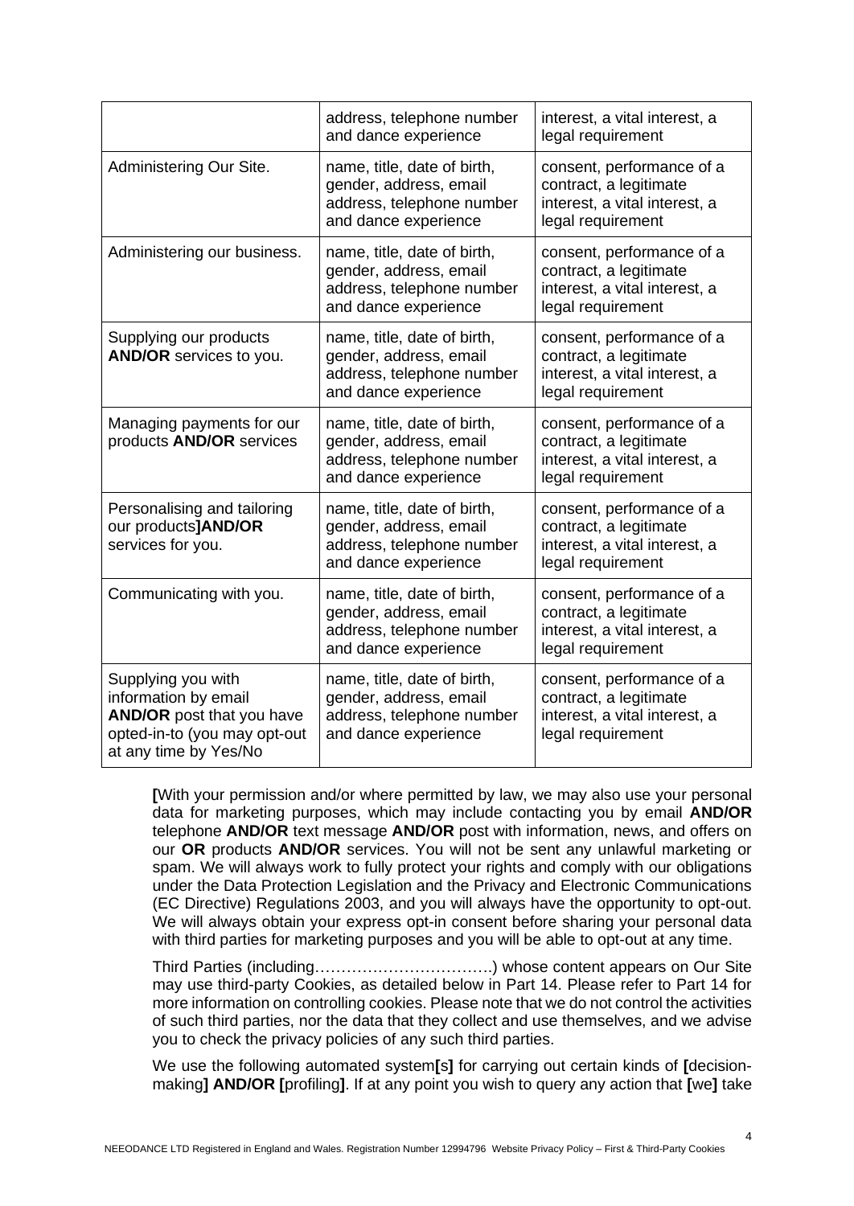| | | |
|---|---|---|
| | address, telephone number and dance experience | interest, a vital interest, a legal requirement |
| Administering Our Site. | name, title, date of birth, gender, address, email address, telephone number and dance experience | consent, performance of a contract, a legitimate interest, a vital interest, a legal requirement |
| Administering our business. | name, title, date of birth, gender, address, email address, telephone number and dance experience | consent, performance of a contract, a legitimate interest, a vital interest, a legal requirement |
| Supplying our products **AND/OR** services to you. | name, title, date of birth, gender, address, email address, telephone number and dance experience | consent, performance of a contract, a legitimate interest, a vital interest, a legal requirement |
| Managing payments for our products **AND/OR** services | name, title, date of birth, gender, address, email address, telephone number and dance experience | consent, performance of a contract, a legitimate interest, a vital interest, a legal requirement |
| Personalising and tailoring our products**]AND/OR** services for you. | name, title, date of birth, gender, address, email address, telephone number and dance experience | consent, performance of a contract, a legitimate interest, a vital interest, a legal requirement |
| Communicating with you. | name, title, date of birth, gender, address, email address, telephone number and dance experience | consent, performance of a contract, a legitimate interest, a vital interest, a legal requirement |
| Supplying you with information by email **AND/OR** post that you have opted-in-to (you may opt-out at any time by Yes/No | name, title, date of birth, gender, address, email address, telephone number and dance experience | consent, performance of a contract, a legitimate interest, a vital interest, a legal requirement |

**[**With your permission and/or where permitted by law, we may also use your personal data for marketing purposes, which may include contacting you by email **AND/OR** telephone **AND/OR** text message **AND/OR** post with information, news, and offers on our **OR** products **AND/OR** services. You will not be sent any unlawful marketing or spam. We will always work to fully protect your rights and comply with our obligations under the Data Protection Legislation and the Privacy and Electronic Communications (EC Directive) Regulations 2003, and you will always have the opportunity to opt-out. We will always obtain your express opt-in consent before sharing your personal data with third parties for marketing purposes and you will be able to opt-out at any time.

Third Parties (including…………………………….) whose content appears on Our Site may use third-party Cookies, as detailed below in Part 14. Please refer to Part 14 for more information on controlling cookies. Please note that we do not control the activities of such third parties, nor the data that they collect and use themselves, and we advise you to check the privacy policies of any such third parties.

We use the following automated system**[**s**]** for carrying out certain kinds of **[**decision-making**] AND/OR [**profiling**]**. If at any point you wish to query any action that **[**we**]** take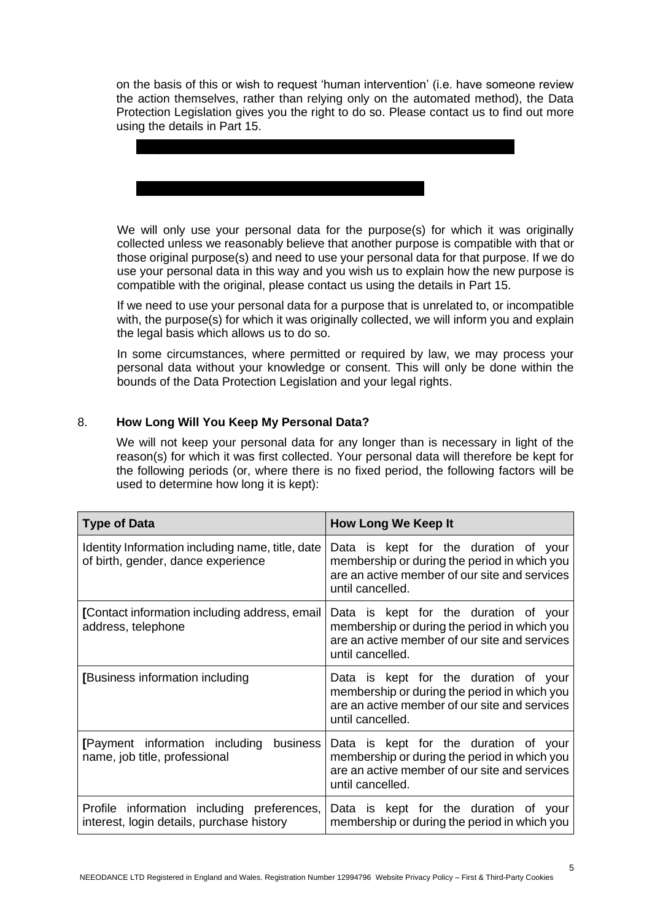on the basis of this or wish to request 'human intervention' (i.e. have someone review the action themselves, rather than relying only on the automated method), the Data Protection Legislation gives you the right to do so. Please contact us to find out more using the details in Part 15.

We will only use your personal data for the purpose(s) for which it was originally collected unless we reasonably believe that another purpose is compatible with that or those original purpose(s) and need to use your personal data for that purpose. If we do use your personal data in this way and you wish us to explain how the new purpose is compatible with the original, please contact us using the details in Part 15.

If we need to use your personal data for a purpose that is unrelated to, or incompatible with, the purpose(s) for which it was originally collected, we will inform you and explain the legal basis which allows us to do so.

In some circumstances, where permitted or required by law, we may process your personal data without your knowledge or consent. This will only be done within the bounds of the Data Protection Legislation and your legal rights.

## 8. How Long Will You Keep My Personal Data?

We will not keep your personal data for any longer than is necessary in light of the reason(s) for which it was first collected. Your personal data will therefore be kept for the following periods (or, where there is no fixed period, the following factors will be used to determine how long it is kept):

| Type of Data | How Long We Keep It |
|---|---|
| Identity Information including name, title, date of birth, gender, dance experience | Data is kept for the duration of your membership or during the period in which you are an active member of our site and services until cancelled. |
| **[**Contact information including address, email address, telephone | Data is kept for the duration of your membership or during the period in which you are an active member of our site and services until cancelled. |
| **[**Business information including | Data is kept for the duration of your membership or during the period in which you are an active member of our site and services until cancelled. |
| **[**Payment information including business name, job title, professional | Data is kept for the duration of your membership or during the period in which you are an active member of our site and services until cancelled. |
| Profile information including preferences, interest, login details, purchase history | Data is kept for the duration of your membership or during the period in which you |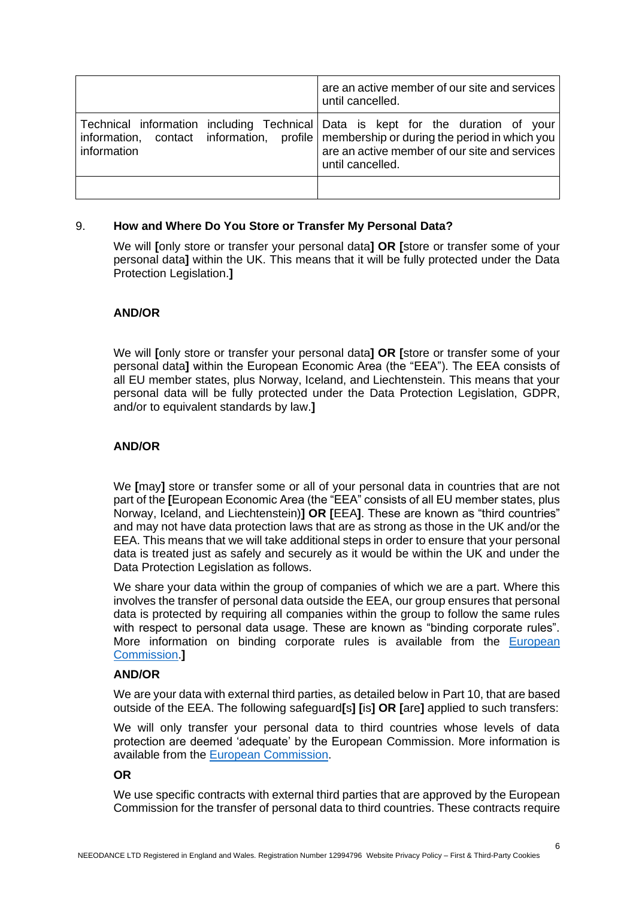| | |
|---|---|
| | are an active member of our site and services until cancelled. |
| Technical information including Technical information, contact information, profile information | Data is kept for the duration of your membership or during the period in which you are an active member of our site and services until cancelled. |
| | |

9. **How and Where Do You Store or Transfer My Personal Data?**

We will **[**only store or transfer your personal data**] OR [**store or transfer some of your personal data**]** within the UK. This means that it will be fully protected under the Data Protection Legislation.**]**

**AND/OR**

We will **[**only store or transfer your personal data**] OR [**store or transfer some of your personal data**]** within the European Economic Area (the "EEA"). The EEA consists of all EU member states, plus Norway, Iceland, and Liechtenstein. This means that your personal data will be fully protected under the Data Protection Legislation, GDPR, and/or to equivalent standards by law.**]**

**AND/OR**

We **[**may**]** store or transfer some or all of your personal data in countries that are not part of the **[**European Economic Area (the "EEA" consists of all EU member states, plus Norway, Iceland, and Liechtenstein)**] OR [**EEA**]**. These are known as "third countries" and may not have data protection laws that are as strong as those in the UK and/or the EEA. This means that we will take additional steps in order to ensure that your personal data is treated just as safely and securely as it would be within the UK and under the Data Protection Legislation as follows.

We share your data within the group of companies of which we are a part. Where this involves the transfer of personal data outside the EEA, our group ensures that personal data is protected by requiring all companies within the group to follow the same rules with respect to personal data usage. These are known as "binding corporate rules". More information on binding corporate rules is available from the European Commission.**]**

**AND/OR**

We are your data with external third parties, as detailed below in Part 10, that are based outside of the EEA. The following safeguard**[**s**] [**is**] OR [**are**]** applied to such transfers:

We will only transfer your personal data to third countries whose levels of data protection are deemed 'adequate' by the European Commission. More information is available from the European Commission.

**OR**

We use specific contracts with external third parties that are approved by the European Commission for the transfer of personal data to third countries. These contracts require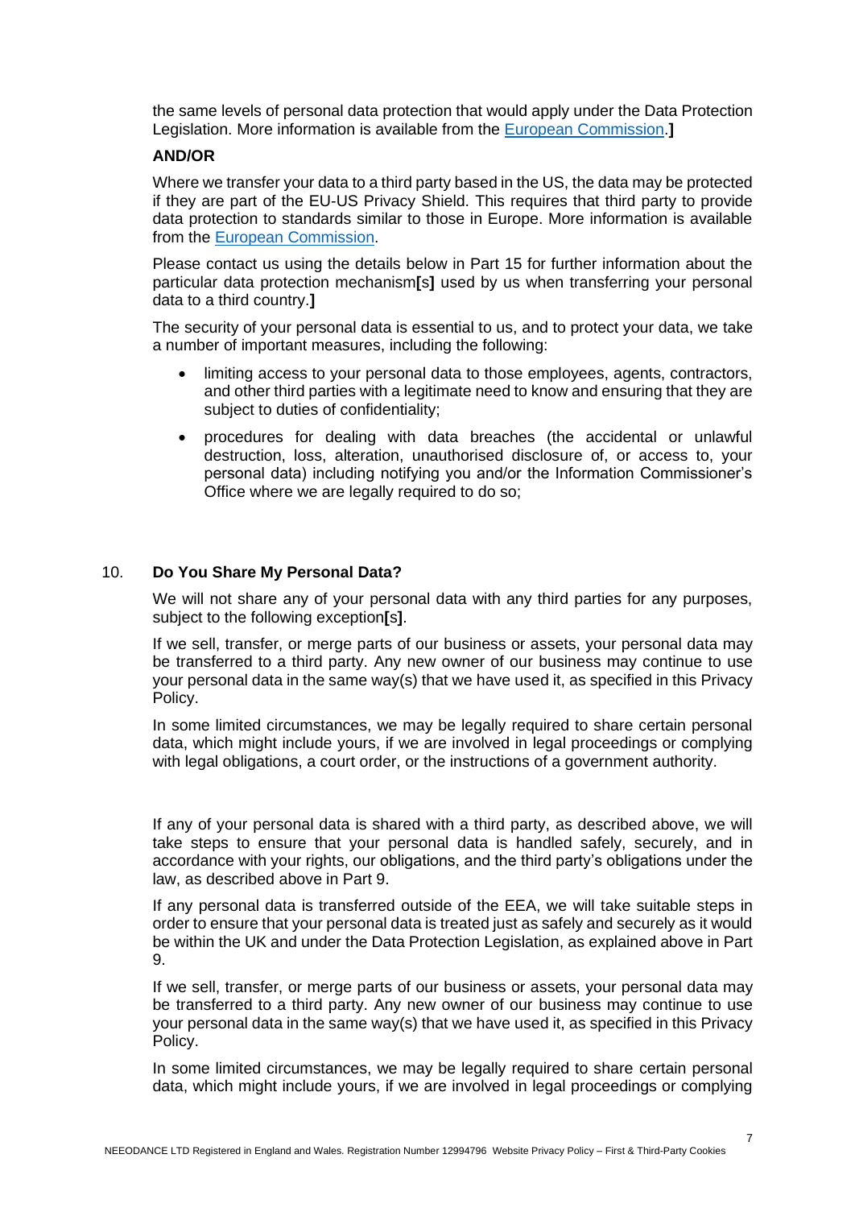the same levels of personal data protection that would apply under the Data Protection Legislation. More information is available from the European Commission.**]**

**AND/OR**

Where we transfer your data to a third party based in the US, the data may be protected if they are part of the EU-US Privacy Shield. This requires that third party to provide data protection to standards similar to those in Europe. More information is available from the European Commission.

Please contact us using the details below in Part 15 for further information about the particular data protection mechanism**[**s**]** used by us when transferring your personal data to a third country.**]**

The security of your personal data is essential to us, and to protect your data, we take a number of important measures, including the following:

- limiting access to your personal data to those employees, agents, contractors, and other third parties with a legitimate need to know and ensuring that they are subject to duties of confidentiality;
- procedures for dealing with data breaches (the accidental or unlawful destruction, loss, alteration, unauthorised disclosure of, or access to, your personal data) including notifying you and/or the Information Commissioner's Office where we are legally required to do so;

## 10. Do You Share My Personal Data?

We will not share any of your personal data with any third parties for any purposes, subject to the following exception**[**s**]**.

If we sell, transfer, or merge parts of our business or assets, your personal data may be transferred to a third party. Any new owner of our business may continue to use your personal data in the same way(s) that we have used it, as specified in this Privacy Policy.

In some limited circumstances, we may be legally required to share certain personal data, which might include yours, if we are involved in legal proceedings or complying with legal obligations, a court order, or the instructions of a government authority.

If any of your personal data is shared with a third party, as described above, we will take steps to ensure that your personal data is handled safely, securely, and in accordance with your rights, our obligations, and the third party's obligations under the law, as described above in Part 9.

If any personal data is transferred outside of the EEA, we will take suitable steps in order to ensure that your personal data is treated just as safely and securely as it would be within the UK and under the Data Protection Legislation, as explained above in Part 9.

If we sell, transfer, or merge parts of our business or assets, your personal data may be transferred to a third party. Any new owner of our business may continue to use your personal data in the same way(s) that we have used it, as specified in this Privacy Policy.

In some limited circumstances, we may be legally required to share certain personal data, which might include yours, if we are involved in legal proceedings or complying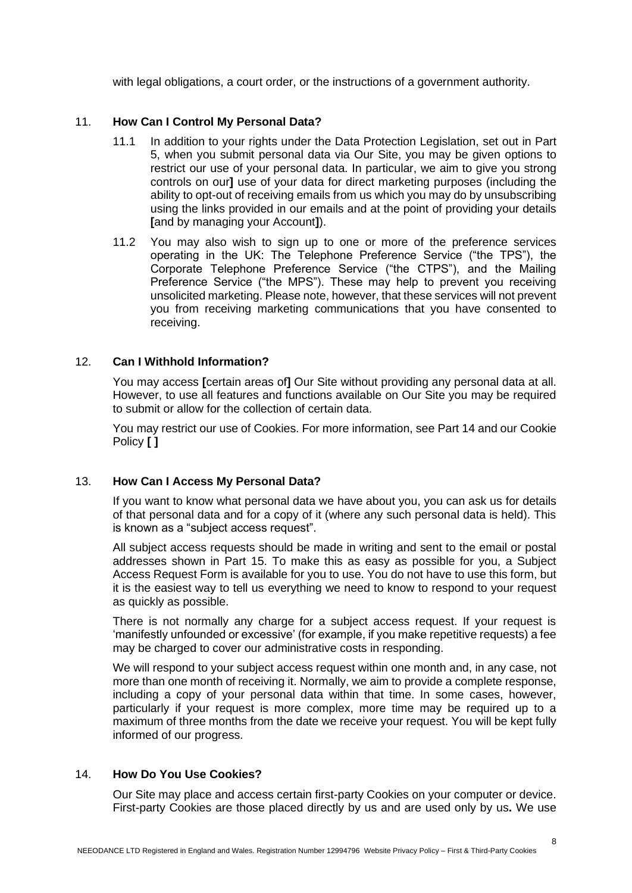with legal obligations, a court order, or the instructions of a government authority.

## 11. How Can I Control My Personal Data?

11.1 In addition to your rights under the Data Protection Legislation, set out in Part 5, when you submit personal data via Our Site, you may be given options to restrict our use of your personal data. In particular, we aim to give you strong controls on our**]** use of your data for direct marketing purposes (including the ability to opt-out of receiving emails from us which you may do by unsubscribing using the links provided in our emails and at the point of providing your details **[**and by managing your Account**]**).

11.2 You may also wish to sign up to one or more of the preference services operating in the UK: The Telephone Preference Service ("the TPS"), the Corporate Telephone Preference Service ("the CTPS"), and the Mailing Preference Service ("the MPS"). These may help to prevent you receiving unsolicited marketing. Please note, however, that these services will not prevent you from receiving marketing communications that you have consented to receiving.

## 12. Can I Withhold Information?

You may access **[**certain areas of**]** Our Site without providing any personal data at all. However, to use all features and functions available on Our Site you may be required to submit or allow for the collection of certain data.

You may restrict our use of Cookies. For more information, see Part 14 and our Cookie Policy **[ ]**

## 13. How Can I Access My Personal Data?

If you want to know what personal data we have about you, you can ask us for details of that personal data and for a copy of it (where any such personal data is held). This is known as a "subject access request".

All subject access requests should be made in writing and sent to the email or postal addresses shown in Part 15. To make this as easy as possible for you, a Subject Access Request Form is available for you to use. You do not have to use this form, but it is the easiest way to tell us everything we need to know to respond to your request as quickly as possible.

There is not normally any charge for a subject access request. If your request is 'manifestly unfounded or excessive' (for example, if you make repetitive requests) a fee may be charged to cover our administrative costs in responding.

We will respond to your subject access request within one month and, in any case, not more than one month of receiving it. Normally, we aim to provide a complete response, including a copy of your personal data within that time. In some cases, however, particularly if your request is more complex, more time may be required up to a maximum of three months from the date we receive your request. You will be kept fully informed of our progress.

## 14. How Do You Use Cookies?

Our Site may place and access certain first-party Cookies on your computer or device. First-party Cookies are those placed directly by us and are used only by us**.** We use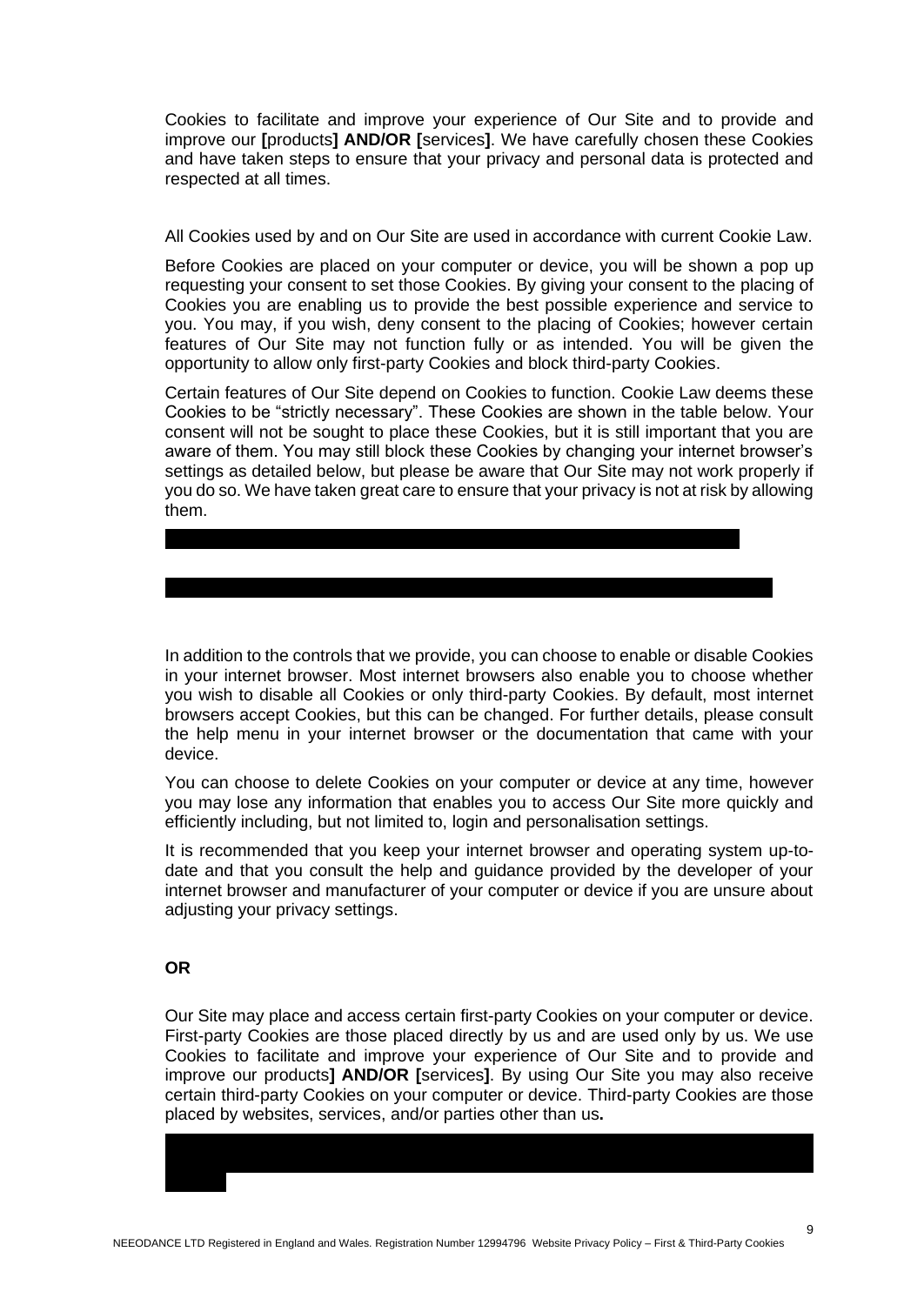Cookies to facilitate and improve your experience of Our Site and to provide and improve our **[**products**] AND/OR [**services**]**. We have carefully chosen these Cookies and have taken steps to ensure that your privacy and personal data is protected and respected at all times.

All Cookies used by and on Our Site are used in accordance with current Cookie Law.

Before Cookies are placed on your computer or device, you will be shown a pop up requesting your consent to set those Cookies. By giving your consent to the placing of Cookies you are enabling us to provide the best possible experience and service to you. You may, if you wish, deny consent to the placing of Cookies; however certain features of Our Site may not function fully or as intended. You will be given the opportunity to allow only first-party Cookies and block third-party Cookies.

Certain features of Our Site depend on Cookies to function. Cookie Law deems these Cookies to be "strictly necessary". These Cookies are shown in the table below. Your consent will not be sought to place these Cookies, but it is still important that you are aware of them. You may still block these Cookies by changing your internet browser's settings as detailed below, but please be aware that Our Site may not work properly if you do so. We have taken great care to ensure that your privacy is not at risk by allowing them.

In addition to the controls that we provide, you can choose to enable or disable Cookies in your internet browser. Most internet browsers also enable you to choose whether you wish to disable all Cookies or only third-party Cookies. By default, most internet browsers accept Cookies, but this can be changed. For further details, please consult the help menu in your internet browser or the documentation that came with your device.

You can choose to delete Cookies on your computer or device at any time, however you may lose any information that enables you to access Our Site more quickly and efficiently including, but not limited to, login and personalisation settings.

It is recommended that you keep your internet browser and operating system up-to-date and that you consult the help and guidance provided by the developer of your internet browser and manufacturer of your computer or device if you are unsure about adjusting your privacy settings.

**OR**

Our Site may place and access certain first-party Cookies on your computer or device. First-party Cookies are those placed directly by us and are used only by us. We use Cookies to facilitate and improve your experience of Our Site and to provide and improve our products**] AND/OR [**services**]**. By using Our Site you may also receive certain third-party Cookies on your computer or device. Third-party Cookies are those placed by websites, services, and/or parties other than us**.**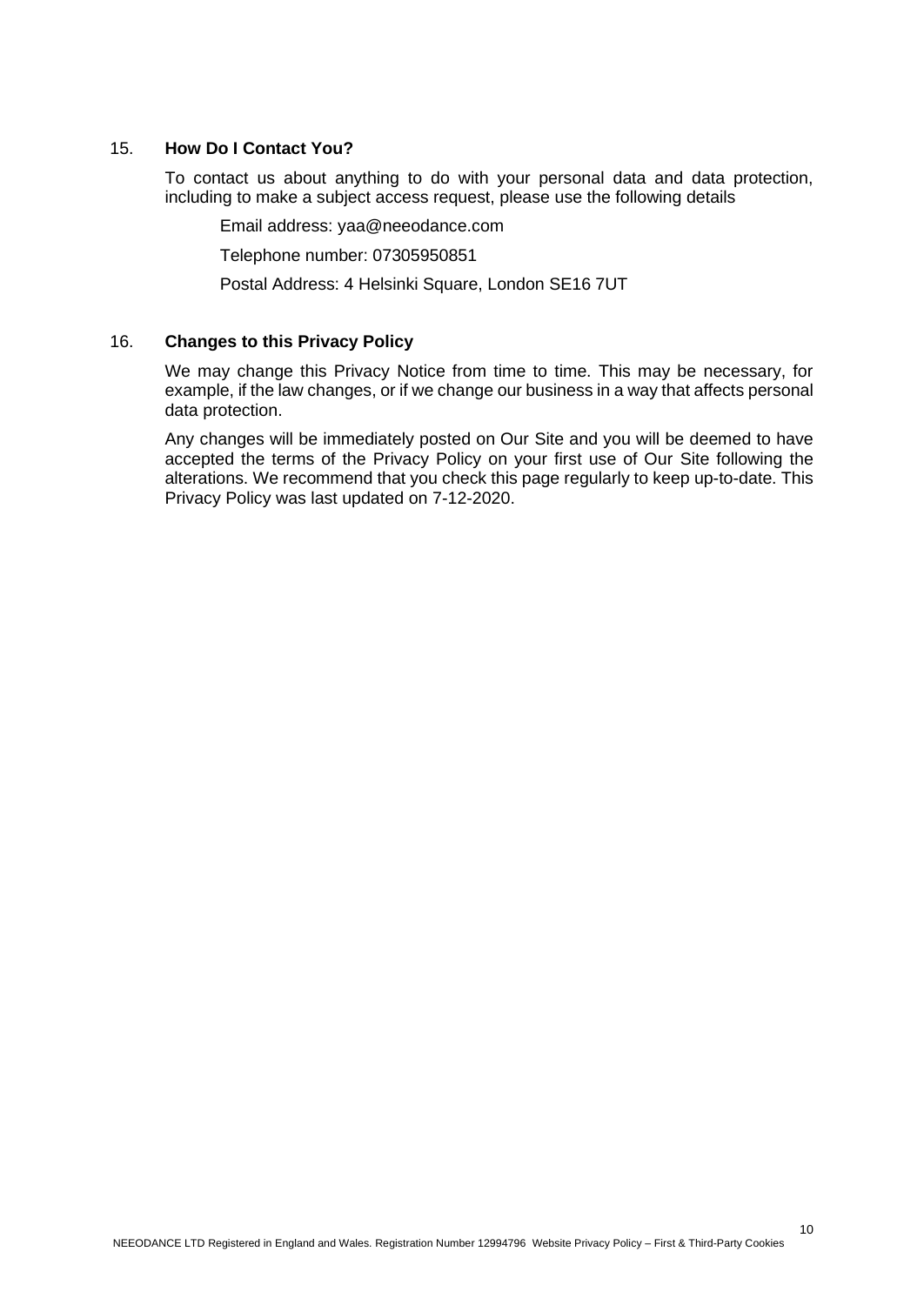## 15. How Do I Contact You?

To contact us about anything to do with your personal data and data protection, including to make a subject access request, please use the following details

Email address: yaa@neeodance.com

Telephone number: 07305950851

Postal Address: 4 Helsinki Square, London SE16 7UT

## 16. Changes to this Privacy Policy

We may change this Privacy Notice from time to time. This may be necessary, for example, if the law changes, or if we change our business in a way that affects personal data protection.

Any changes will be immediately posted on Our Site and you will be deemed to have accepted the terms of the Privacy Policy on your first use of Our Site following the alterations. We recommend that you check this page regularly to keep up-to-date. This Privacy Policy was last updated on 7-12-2020.